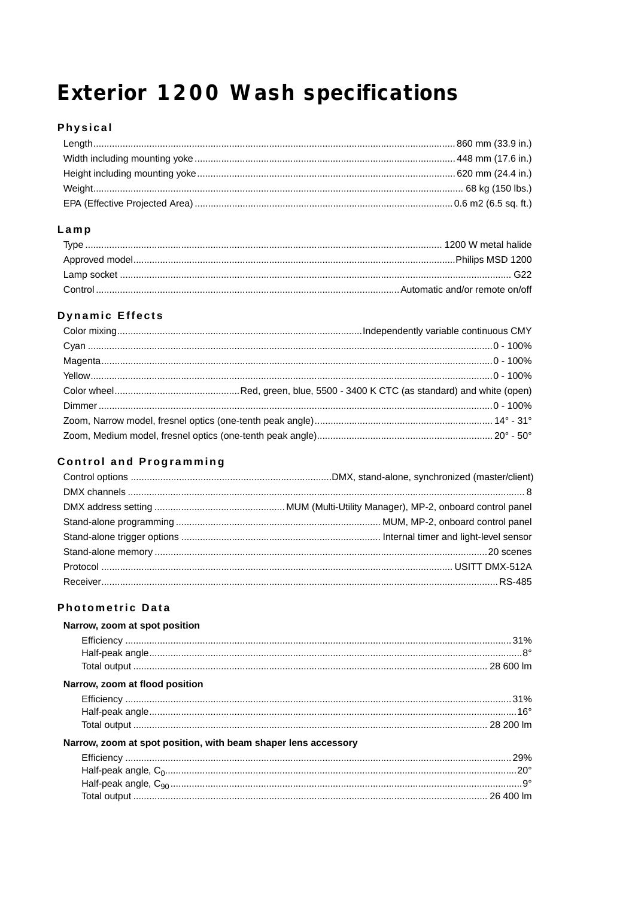# Exterior 1200 Wash specifications

## Physical

| | |
|---|---|
| Length | 860 mm (33.9 in.) |
| Width including mounting yoke | 448 mm (17.6 in.) |
| Height including mounting yoke | 620 mm (24.4 in.) |
| Weight | 68 kg (150 lbs.) |
| EPA (Effective Projected Area) | 0.6 m2 (6.5 sq. ft.) |

## Lamp

| | |
|---|---|
| Type | 1200 W metal halide |
| Approved model | Philips MSD 1200 |
| Lamp socket | G22 |
| Control | Automatic and/or remote on/off |

## Dynamic Effects

| | |
|---|---|
| Color mixing | Independently variable continuous CMY |
| Cyan | 0 - 100% |
| Magenta | 0 - 100% |
| Yellow | 0 - 100% |
| Color wheel | Red, green, blue, 5500 - 3400 K CTC (as standard) and white (open) |
| Dimmer | 0 - 100% |
| Zoom, Narrow model, fresnel optics (one-tenth peak angle) | 14° - 31° |
| Zoom, Medium model, fresnel optics (one-tenth peak angle) | 20° - 50° |

## Control and Programming

| | |
|---|---|
| Control options | DMX, stand-alone, synchronized (master/client) |
| DMX channels | 8 |
| DMX address setting | MUM (Multi-Utility Manager), MP-2, onboard control panel |
| Stand-alone programming | MUM, MP-2, onboard control panel |
| Stand-alone trigger options | Internal timer and light-level sensor |
| Stand-alone memory | 20 scenes |
| Protocol | USITT DMX-512A |
| Receiver | RS-485 |

## Photometric Data

**Narrow, zoom at spot position**

| | |
|---|---|
| Efficiency | 31% |
| Half-peak angle | 8° |
| Total output | 28 600 lm |

**Narrow, zoom at flood position**

| | |
|---|---|
| Efficiency | 31% |
| Half-peak angle | 16° |
| Total output | 28 200 lm |

**Narrow, zoom at spot position, with beam shaper lens accessory**

| | |
|---|---|
| Efficiency | 29% |
| Half-peak angle, $C_0$ | 20° |
| Half-peak angle, $C_{90}$ | 9° |
| Total output | 26 400 lm |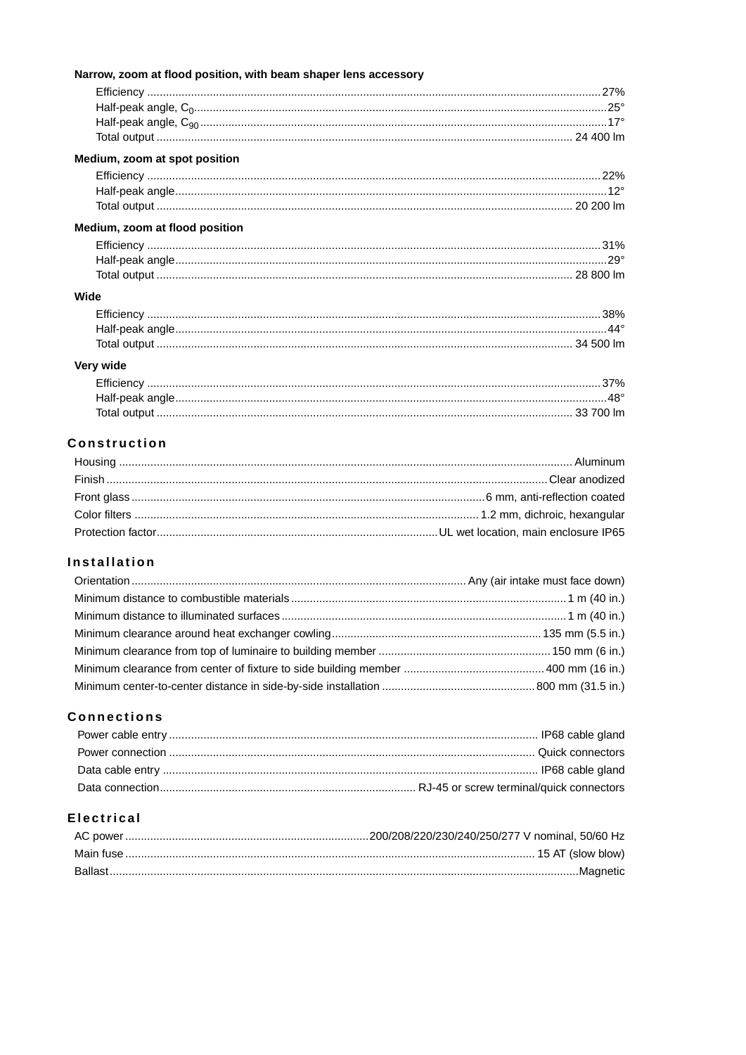**Narrow, zoom at flood position, with beam shaper lens accessory**

- Efficiency: 27%
- Half-peak angle, $C_0$: 25°
- Half-peak angle, $C_{90}$: 17°
- Total output: 24 400 lm

**Medium, zoom at spot position**

- Efficiency: 22%
- Half-peak angle: 12°
- Total output: 20 200 lm

**Medium, zoom at flood position**

- Efficiency: 31%
- Half-peak angle: 29°
- Total output: 28 800 lm

**Wide**

- Efficiency: 38%
- Half-peak angle: 44°
- Total output: 34 500 lm

**Very wide**

- Efficiency: 37%
- Half-peak angle: 48°
- Total output: 33 700 lm

## Construction

- Housing: Aluminum
- Finish: Clear anodized
- Front glass: 6 mm, anti-reflection coated
- Color filters: 1.2 mm, dichroic, hexangular
- Protection factor: UL wet location, main enclosure IP65

## Installation

- Orientation: Any (air intake must face down)
- Minimum distance to combustible materials: 1 m (40 in.)
- Minimum distance to illuminated surfaces: 1 m (40 in.)
- Minimum clearance around heat exchanger cowling: 135 mm (5.5 in.)
- Minimum clearance from top of luminaire to building member: 150 mm (6 in.)
- Minimum clearance from center of fixture to side building member: 400 mm (16 in.)
- Minimum center-to-center distance in side-by-side installation: 800 mm (31.5 in.)

## Connections

- Power cable entry: IP68 cable gland
- Power connection: Quick connectors
- Data cable entry: IP68 cable gland
- Data connection: RJ-45 or screw terminal/quick connectors

## Electrical

- AC power: 200/208/220/230/240/250/277 V nominal, 50/60 Hz
- Main fuse: 15 AT (slow blow)
- Ballast: Magnetic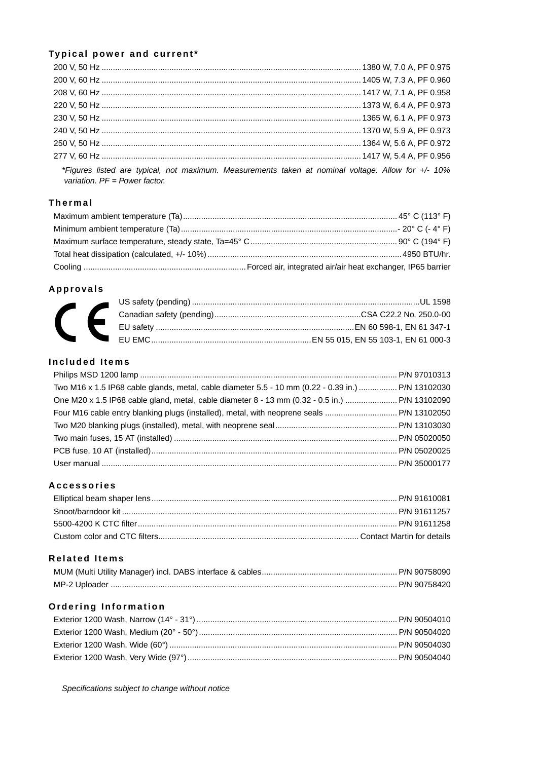### Typical power and current*

| | |
|---|---|
| 200 V, 50 Hz | 1380 W, 7.0 A, PF 0.975 |
| 200 V, 60 Hz | 1405 W, 7.3 A, PF 0.960 |
| 208 V, 60 Hz | 1417 W, 7.1 A, PF 0.958 |
| 220 V, 50 Hz | 1373 W, 6.4 A, PF 0.973 |
| 230 V, 50 Hz | 1365 W, 6.1 A, PF 0.973 |
| 240 V, 50 Hz | 1370 W, 5.9 A, PF 0.973 |
| 250 V, 50 Hz | 1364 W, 5.6 A, PF 0.972 |
| 277 V, 60 Hz | 1417 W, 5.4 A, PF 0.956 |

*\*Figures listed are typical, not maximum. Measurements taken at nominal voltage. Allow for +/- 10% variation. PF = Power factor.*

### Thermal

| | |
|---|---|
| Maximum ambient temperature (Ta) | 45° C (113° F) |
| Minimum ambient temperature (Ta) | - 20° C (- 4° F) |
| Maximum surface temperature, steady state, Ta=45° C | 90° C (194° F) |
| Total heat dissipation (calculated, +/- 10%) | 4950 BTU/hr. |
| Cooling | Forced air, integrated air/air heat exchanger, IP65 barrier |

### Approvals

CE

| | |
|---|---|
| US safety (pending) | UL 1598 |
| Canadian safety (pending) | CSA C22.2 No. 250.0-00 |
| EU safety | EN 60 598-1, EN 61 347-1 |
| EU EMC | EN 55 015, EN 55 103-1, EN 61 000-3 |

### Included Items

| | |
|---|---|
| Philips MSD 1200 lamp | P/N 97010313 |
| Two M16 x 1.5 IP68 cable glands, metal, cable diameter 5.5 - 10 mm (0.22 - 0.39 in.) | P/N 13102030 |
| One M20 x 1.5 IP68 cable gland, metal, cable diameter 8 - 13 mm (0.32 - 0.5 in.) | P/N 13102090 |
| Four M16 cable entry blanking plugs (installed), metal, with neoprene seals | P/N 13102050 |
| Two M20 blanking plugs (installed), metal, with neoprene seal | P/N 13103030 |
| Two main fuses, 15 AT (installed) | P/N 05020050 |
| PCB fuse, 10 AT (installed) | P/N 05020025 |
| User manual | P/N 35000177 |

### Accessories

| | |
|---|---|
| Elliptical beam shaper lens | P/N 91610081 |
| Snoot/barndoor kit | P/N 91611257 |
| 5500-4200 K CTC filter | P/N 91611258 |
| Custom color and CTC filters | Contact Martin for details |

### Related Items

| | |
|---|---|
| MUM (Multi Utility Manager) incl. DABS interface & cables | P/N 90758090 |
| MP-2 Uploader | P/N 90758420 |

### Ordering Information

| | |
|---|---|
| Exterior 1200 Wash, Narrow (14° - 31°) | P/N 90504010 |
| Exterior 1200 Wash, Medium (20° - 50°) | P/N 90504020 |
| Exterior 1200 Wash, Wide (60°) | P/N 90504030 |
| Exterior 1200 Wash, Very Wide (97°) | P/N 90504040 |

*Specifications subject to change without notice*